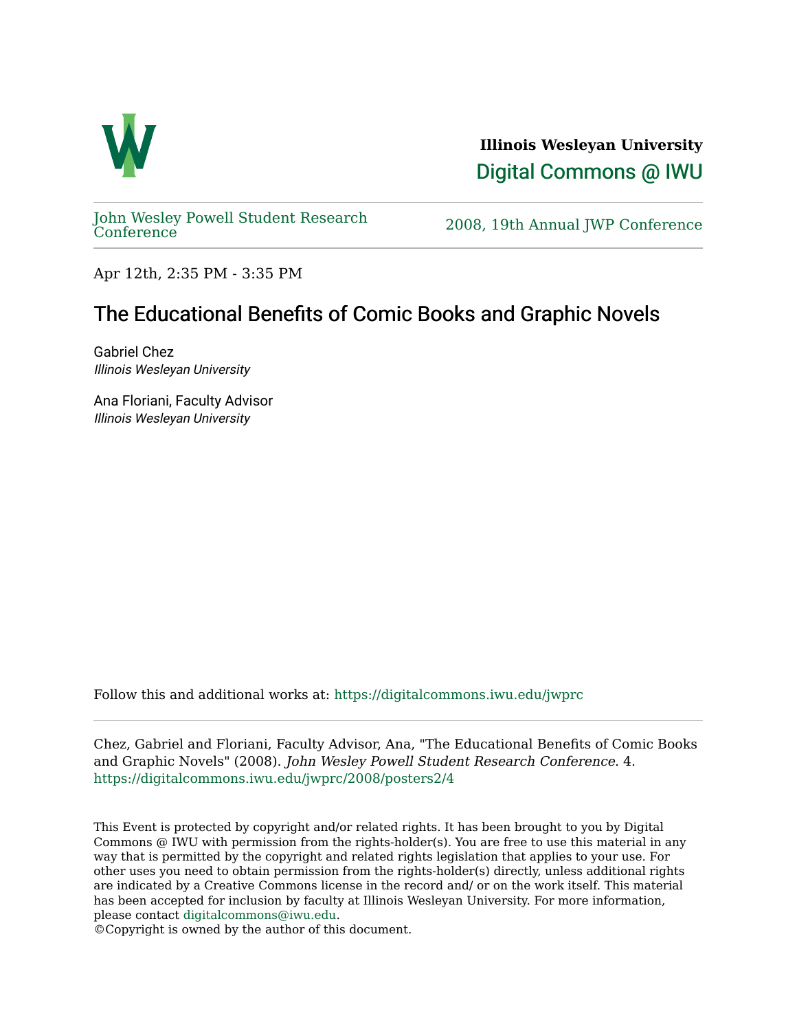**Illinois Wesleyan University**

Digital Commons @ IWU

John Wesley Powell Student Research Conference

2008, 19th Annual JWP Conference

Apr 12th, 2:35 PM - 3:35 PM

# The Educational Benefits of Comic Books and Graphic Novels

Gabriel Chez
*Illinois Wesleyan University*

Ana Floriani, Faculty Advisor
*Illinois Wesleyan University*

Follow this and additional works at: https://digitalcommons.iwu.edu/jwprc

Chez, Gabriel and Floriani, Faculty Advisor, Ana, "The Educational Benefits of Comic Books and Graphic Novels" (2008). *John Wesley Powell Student Research Conference*. 4.
https://digitalcommons.iwu.edu/jwprc/2008/posters2/4

This Event is protected by copyright and/or related rights. It has been brought to you by Digital Commons @ IWU with permission from the rights-holder(s). You are free to use this material in any way that is permitted by the copyright and related rights legislation that applies to your use. For other uses you need to obtain permission from the rights-holder(s) directly, unless additional rights are indicated by a Creative Commons license in the record and/ or on the work itself. This material has been accepted for inclusion by faculty at Illinois Wesleyan University. For more information, please contact digitalcommons@iwu.edu.
©Copyright is owned by the author of this document.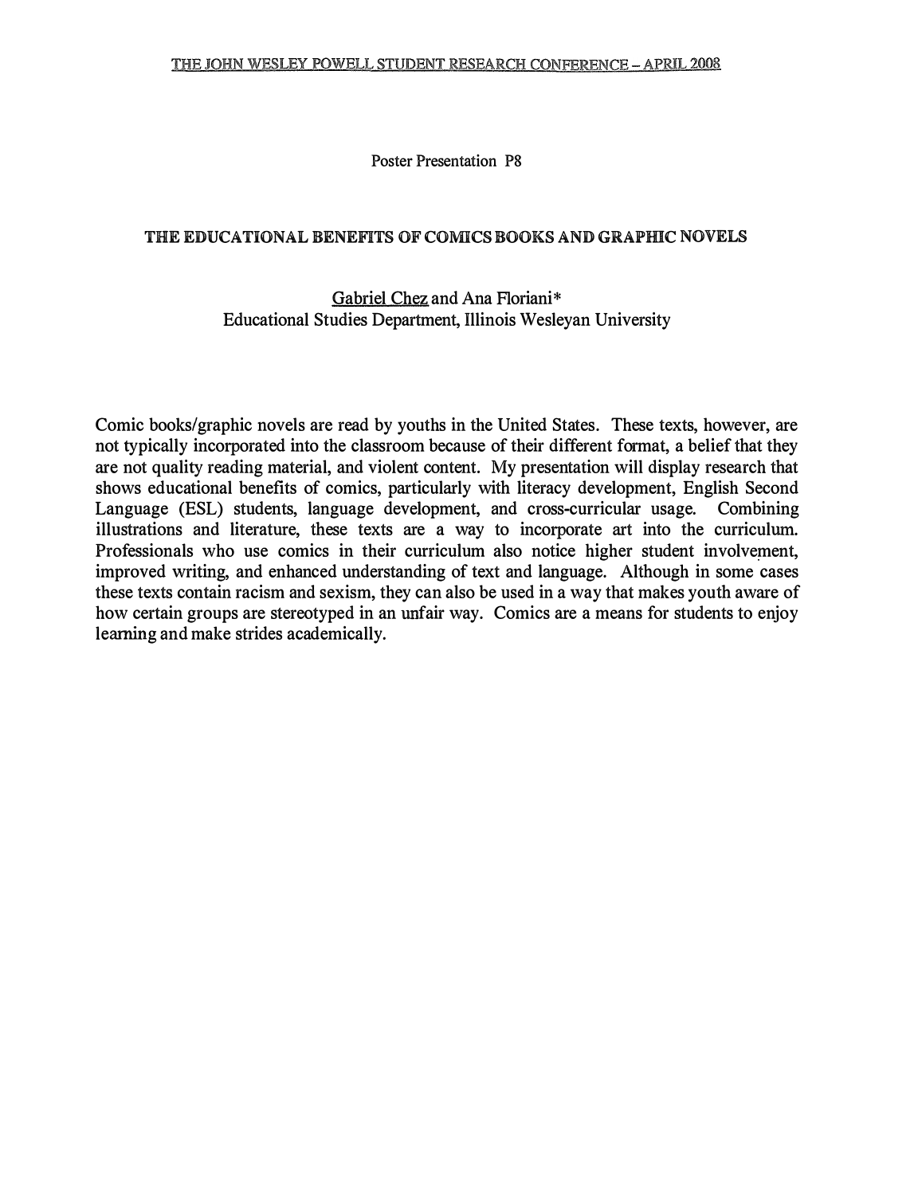Poster Presentation P8

## THE EDUCATIONAL BENEFITS OF COMICS BOOKS AND GRAPHIC NOVELS

Gabriel Chez and Ana Floriani*
Educational Studies Department, Illinois Wesleyan University

Comic books/graphic novels are read by youths in the United States. These texts, however, are not typically incorporated into the classroom because of their different format, a belief that they are not quality reading material, and violent content. My presentation will display research that shows educational benefits of comics, particularly with literacy development, English Second Language (ESL) students, language development, and cross-curricular usage. Combining illustrations and literature, these texts are a way to incorporate art into the curriculum. Professionals who use comics in their curriculum also notice higher student involvement, improved writing, and enhanced understanding of text and language. Although in some cases these texts contain racism and sexism, they can also be used in a way that makes youth aware of how certain groups are stereotyped in an unfair way. Comics are a means for students to enjoy learning and make strides academically.